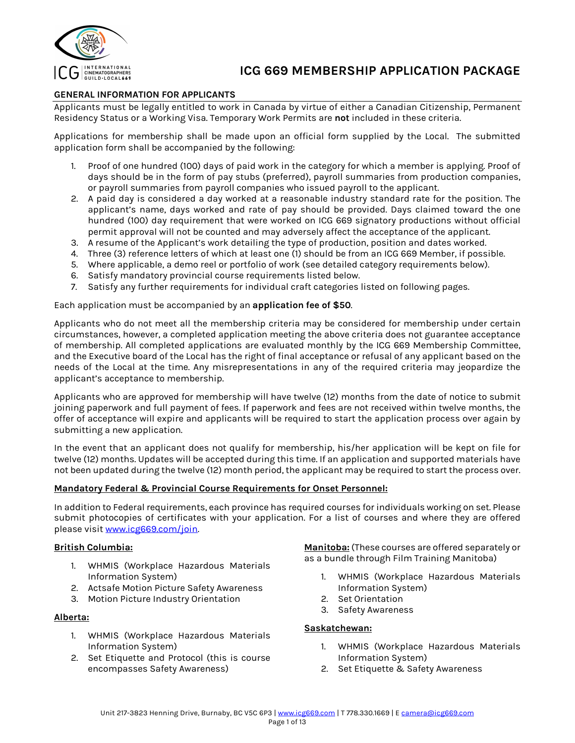# ICG 669 MEMBERSHIP APPLICATION PACKAGE

## GENERAL INFORMATION FOR APPLICANTS

Applicants must be legally entitled to work in Canada by virtue of either a Canadian Citizenship, Permanent Residency Status or a Working Visa. Temporary Work Permits are **not** included in these criteria.

Applications for membership shall be made upon an official form supplied by the Local. The submitted application form shall be accompanied by the following:

1. Proof of one hundred (100) days of paid work in the category for which a member is applying. Proof of days should be in the form of pay stubs (preferred), payroll summaries from production companies, or payroll summaries from payroll companies who issued payroll to the applicant.
2. A paid day is considered a day worked at a reasonable industry standard rate for the position. The applicant's name, days worked and rate of pay should be provided. Days claimed toward the one hundred (100) day requirement that were worked on ICG 669 signatory productions without official permit approval will not be counted and may adversely affect the acceptance of the applicant.
3. A resume of the Applicant's work detailing the type of production, position and dates worked.
4. Three (3) reference letters of which at least one (1) should be from an ICG 669 Member, if possible.
5. Where applicable, a demo reel or portfolio of work (see detailed category requirements below).
6. Satisfy mandatory provincial course requirements listed below.
7. Satisfy any further requirements for individual craft categories listed on following pages.

Each application must be accompanied by an **application fee of $50**.

Applicants who do not meet all the membership criteria may be considered for membership under certain circumstances, however, a completed application meeting the above criteria does not guarantee acceptance of membership. All completed applications are evaluated monthly by the ICG 669 Membership Committee, and the Executive board of the Local has the right of final acceptance or refusal of any applicant based on the needs of the Local at the time. Any misrepresentations in any of the required criteria may jeopardize the applicant's acceptance to membership.

Applicants who are approved for membership will have twelve (12) months from the date of notice to submit joining paperwork and full payment of fees. If paperwork and fees are not received within twelve months, the offer of acceptance will expire and applicants will be required to start the application process over again by submitting a new application.

In the event that an applicant does not qualify for membership, his/her application will be kept on file for twelve (12) months. Updates will be accepted during this time. If an application and supported materials have not been updated during the twelve (12) month period, the applicant may be required to start the process over.

### Mandatory Federal & Provincial Course Requirements for Onset Personnel:

In addition to Federal requirements, each province has required courses for individuals working on set. Please submit photocopies of certificates with your application. For a list of courses and where they are offered please visit [www.icg669.com/join](www.icg669.com/join).

**British Columbia:**

1. WHMIS (Workplace Hazardous Materials Information System)
2. Actsafe Motion Picture Safety Awareness
3. Motion Picture Industry Orientation

**Alberta:**

1. WHMIS (Workplace Hazardous Materials Information System)
2. Set Etiquette and Protocol (this is course encompasses Safety Awareness)

**Manitoba:** (These courses are offered separately or as a bundle through Film Training Manitoba)

1. WHMIS (Workplace Hazardous Materials Information System)
2. Set Orientation
3. Safety Awareness

**Saskatchewan:**

1. WHMIS (Workplace Hazardous Materials Information System)
2. Set Etiquette & Safety Awareness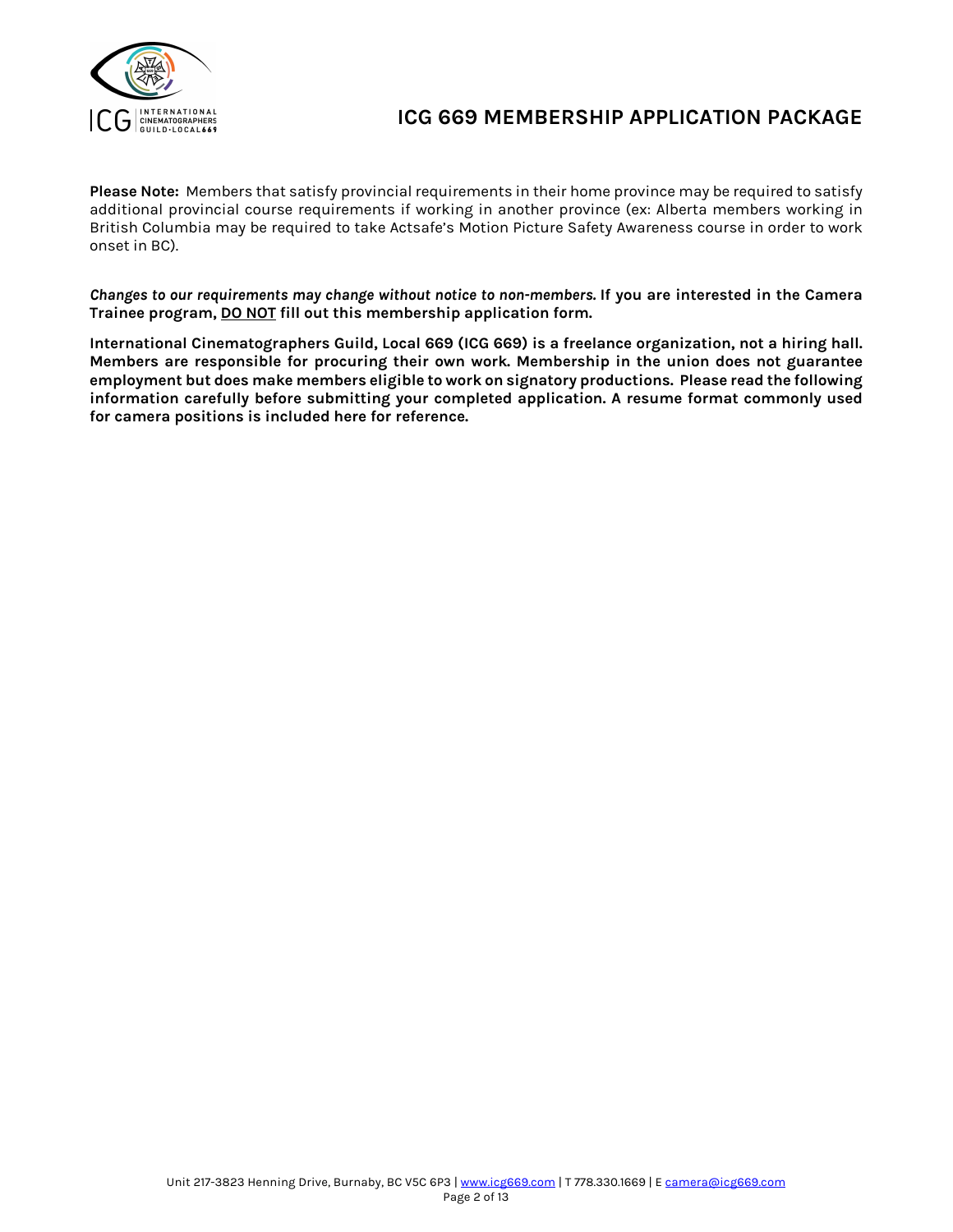**Please Note:** Members that satisfy provincial requirements in their home province may be required to satisfy additional provincial course requirements if working in another province (ex: Alberta members working in British Columbia may be required to take Actsafe's Motion Picture Safety Awareness course in order to work onset in BC).

***Changes to our requirements may change without notice to non-members.*** **If you are interested in the Camera Trainee program, <u>DO NOT</u> fill out this membership application form.**

**International Cinematographers Guild, Local 669 (ICG 669) is a freelance organization, not a hiring hall. Members are responsible for procuring their own work. Membership in the union does not guarantee employment but does make members eligible to work on signatory productions. Please read the following information carefully before submitting your completed application. A resume format commonly used for camera positions is included here for reference.**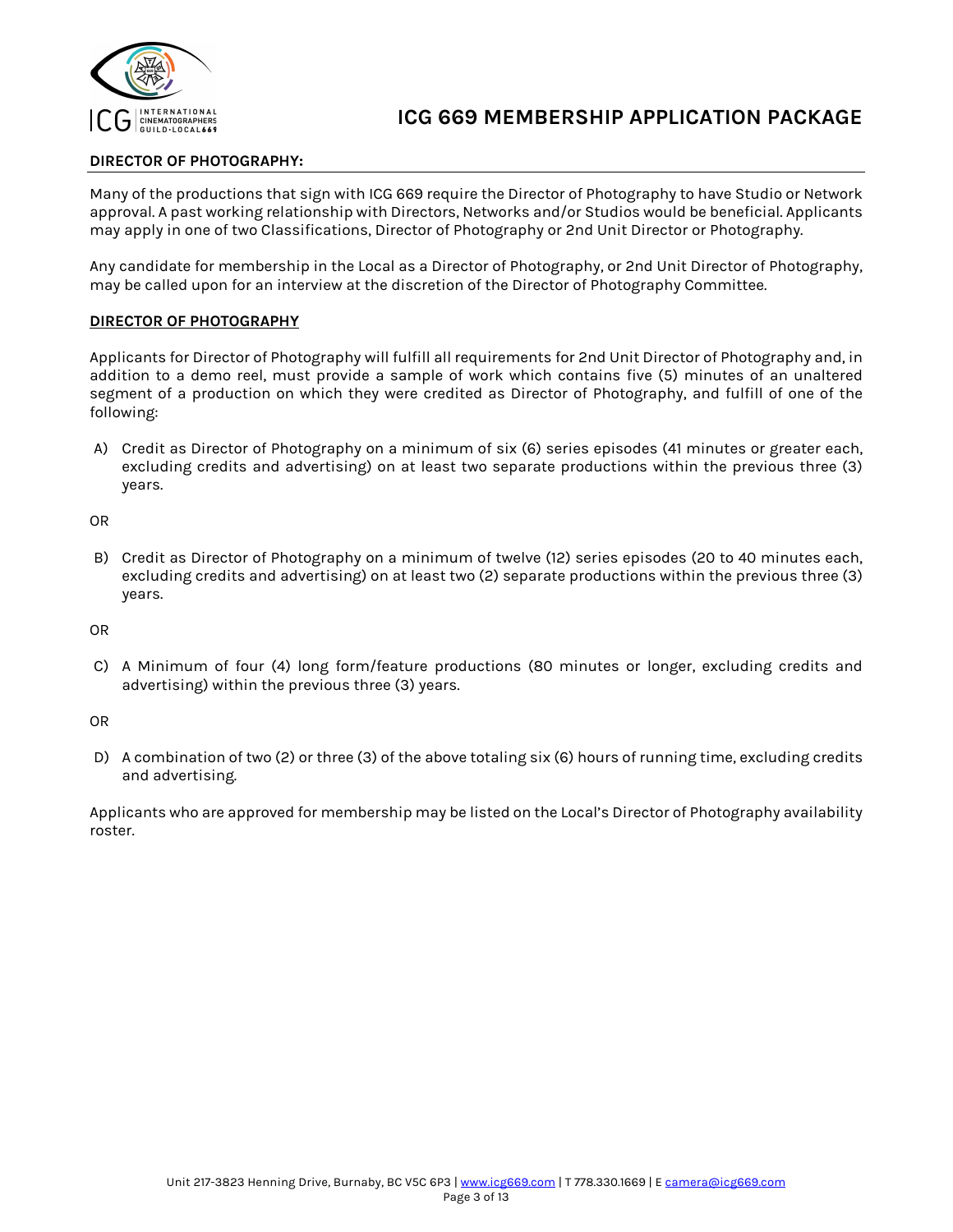## DIRECTOR OF PHOTOGRAPHY:

Many of the productions that sign with ICG 669 require the Director of Photography to have Studio or Network approval. A past working relationship with Directors, Networks and/or Studios would be beneficial. Applicants may apply in one of two Classifications, Director of Photography or 2nd Unit Director or Photography.

Any candidate for membership in the Local as a Director of Photography, or 2nd Unit Director of Photography, may be called upon for an interview at the discretion of the Director of Photography Committee.

### DIRECTOR OF PHOTOGRAPHY

Applicants for Director of Photography will fulfill all requirements for 2nd Unit Director of Photography and, in addition to a demo reel, must provide a sample of work which contains five (5) minutes of an unaltered segment of a production on which they were credited as Director of Photography, and fulfill of one of the following:

A) Credit as Director of Photography on a minimum of six (6) series episodes (41 minutes or greater each, excluding credits and advertising) on at least two separate productions within the previous three (3) years.

OR

B) Credit as Director of Photography on a minimum of twelve (12) series episodes (20 to 40 minutes each, excluding credits and advertising) on at least two (2) separate productions within the previous three (3) years.

OR

C) A Minimum of four (4) long form/feature productions (80 minutes or longer, excluding credits and advertising) within the previous three (3) years.

OR

D) A combination of two (2) or three (3) of the above totaling six (6) hours of running time, excluding credits and advertising.

Applicants who are approved for membership may be listed on the Local's Director of Photography availability roster.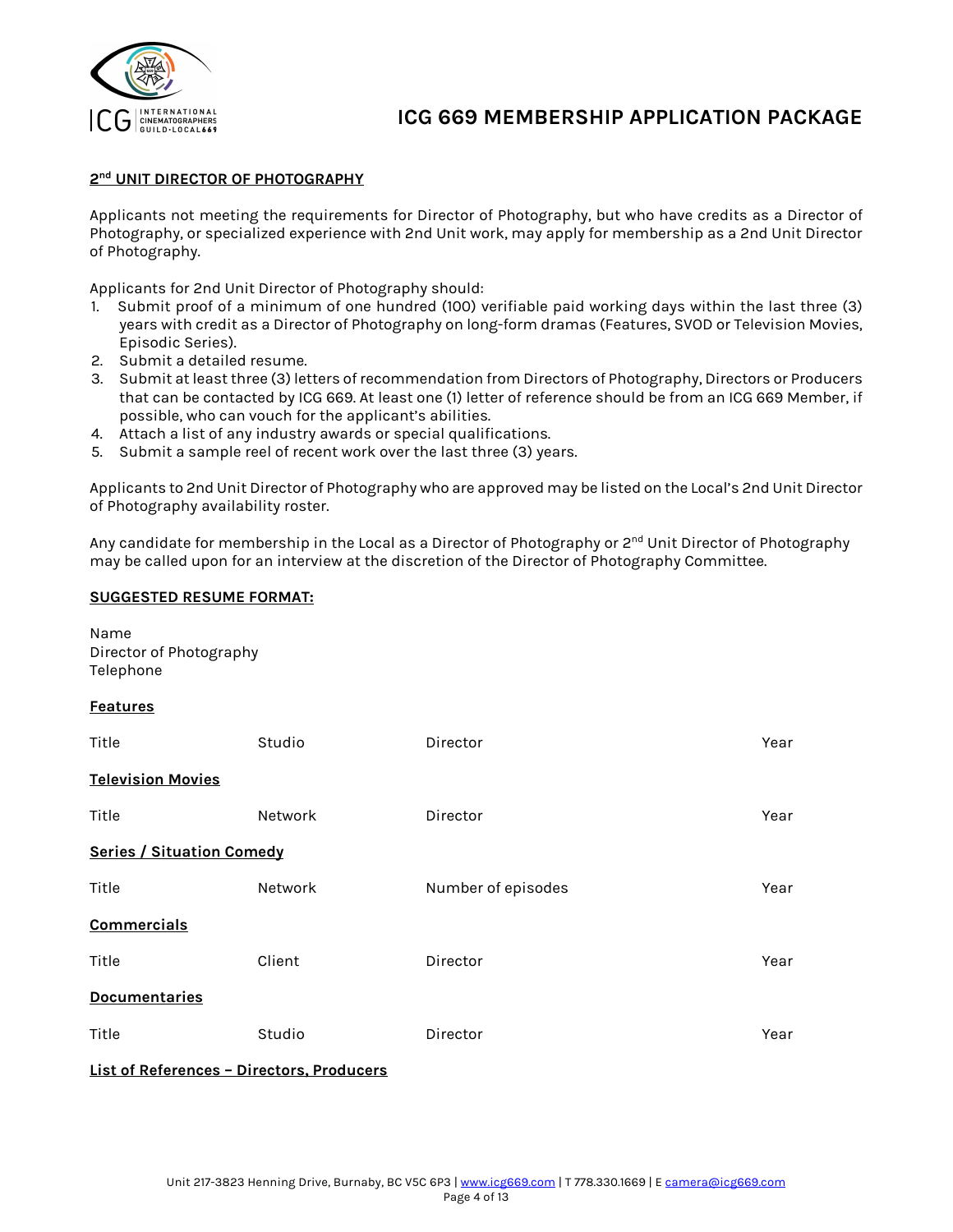## 2nd UNIT DIRECTOR OF PHOTOGRAPHY

Applicants not meeting the requirements for Director of Photography, but who have credits as a Director of Photography, or specialized experience with 2nd Unit work, may apply for membership as a 2nd Unit Director of Photography.

Applicants for 2nd Unit Director of Photography should:

1. Submit proof of a minimum of one hundred (100) verifiable paid working days within the last three (3) years with credit as a Director of Photography on long-form dramas (Features, SVOD or Television Movies, Episodic Series).
2. Submit a detailed resume.
3. Submit at least three (3) letters of recommendation from Directors of Photography, Directors or Producers that can be contacted by ICG 669. At least one (1) letter of reference should be from an ICG 669 Member, if possible, who can vouch for the applicant's abilities.
4. Attach a list of any industry awards or special qualifications.
5. Submit a sample reel of recent work over the last three (3) years.

Applicants to 2nd Unit Director of Photography who are approved may be listed on the Local's 2nd Unit Director of Photography availability roster.

Any candidate for membership in the Local as a Director of Photography or 2nd Unit Director of Photography may be called upon for an interview at the discretion of the Director of Photography Committee.

**SUGGESTED RESUME FORMAT:**

Name
Director of Photography
Telephone

**Features**

| Title | Studio | Director | Year |
|---|---|---|---|

**Television Movies**

| Title | Network | Director | Year |
|---|---|---|---|

**Series / Situation Comedy**

| Title | Network | Number of episodes | Year |
|---|---|---|---|

**Commercials**

| Title | Client | Director | Year |
|---|---|---|---|

**Documentaries**

| Title | Studio | Director | Year |
|---|---|---|---|

**List of References – Directors, Producers**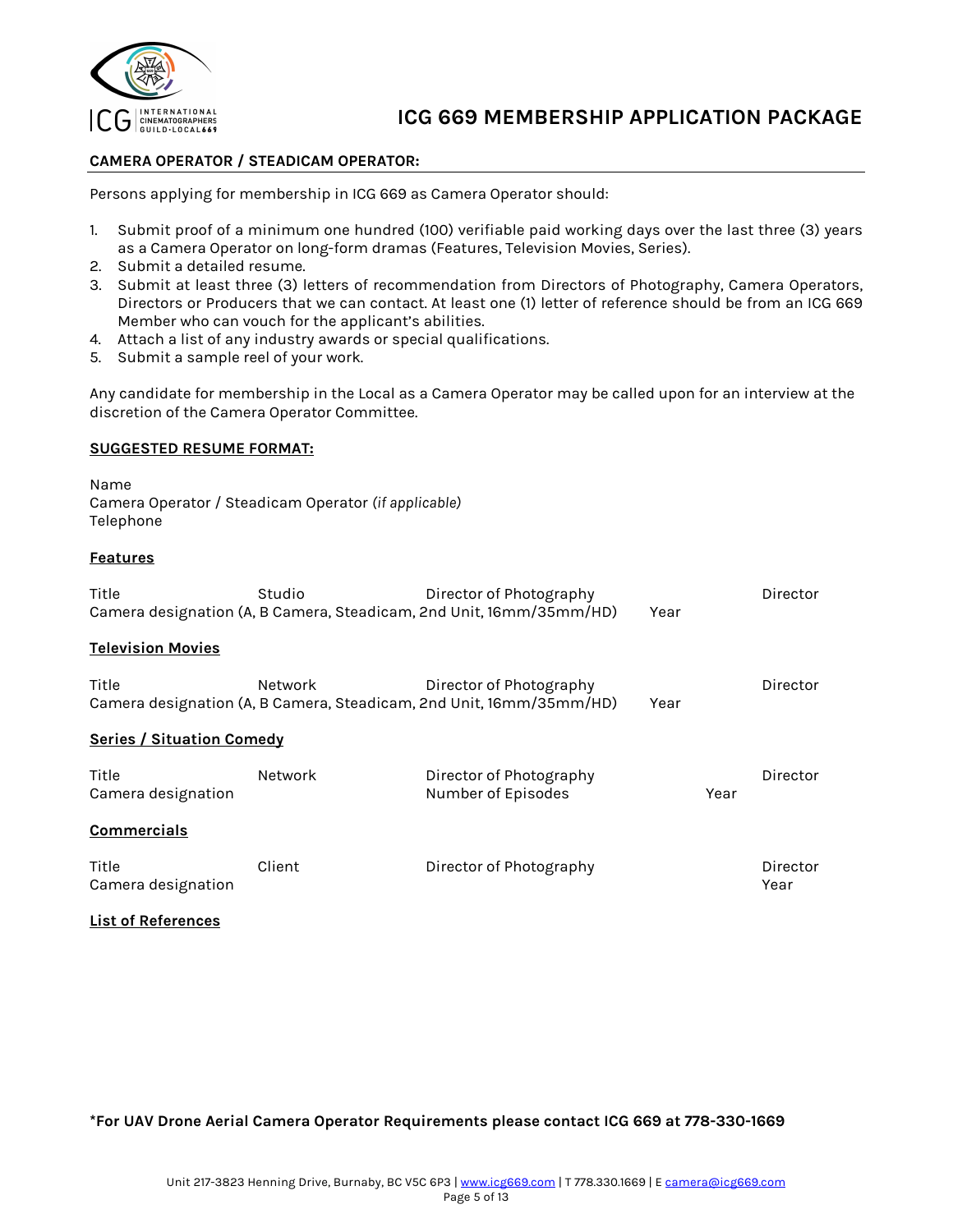## CAMERA OPERATOR / STEADICAM OPERATOR:

Persons applying for membership in ICG 669 as Camera Operator should:

1. Submit proof of a minimum one hundred (100) verifiable paid working days over the last three (3) years as a Camera Operator on long-form dramas (Features, Television Movies, Series).
2. Submit a detailed resume.
3. Submit at least three (3) letters of recommendation from Directors of Photography, Camera Operators, Directors or Producers that we can contact. At least one (1) letter of reference should be from an ICG 669 Member who can vouch for the applicant's abilities.
4. Attach a list of any industry awards or special qualifications.
5. Submit a sample reel of your work.

Any candidate for membership in the Local as a Camera Operator may be called upon for an interview at the discretion of the Camera Operator Committee.

### SUGGESTED RESUME FORMAT:

Name
Camera Operator / Steadicam Operator *(if applicable)*
Telephone

**Features**

Title | Studio | Director of Photography | Director
Camera designation (A, B Camera, Steadicam, 2nd Unit, 16mm/35mm/HD) | Year

**Television Movies**

Title | Network | Director of Photography | Director
Camera designation (A, B Camera, Steadicam, 2nd Unit, 16mm/35mm/HD) | Year

**Series / Situation Comedy**

Title | Network | Director of Photography | Director
Camera designation | Number of Episodes | Year

**Commercials**

Title | Client | Director of Photography | Director
Camera designation | Year

**List of References**

**\*For UAV Drone Aerial Camera Operator Requirements please contact ICG 669 at 778-330-1669**

Unit 217-3823 Henning Drive, Burnaby, BC V5C 6P3 | www.icg669.com | T 778.330.1669 | E camera@icg669.com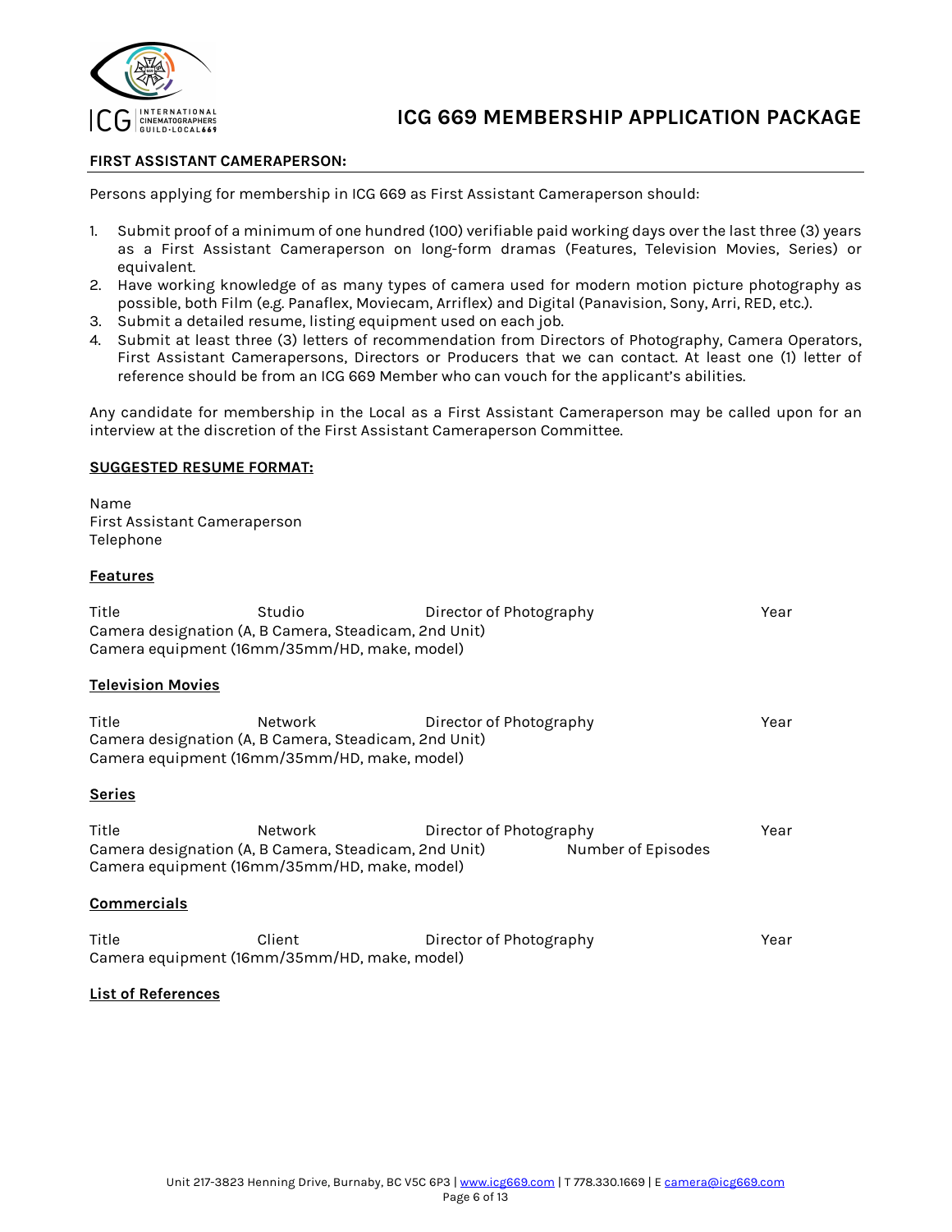## FIRST ASSISTANT CAMERAPERSON:

Persons applying for membership in ICG 669 as First Assistant Cameraperson should:

1. Submit proof of a minimum of one hundred (100) verifiable paid working days over the last three (3) years as a First Assistant Cameraperson on long-form dramas (Features, Television Movies, Series) or equivalent.
2. Have working knowledge of as many types of camera used for modern motion picture photography as possible, both Film (e.g. Panaflex, Moviecam, Arriflex) and Digital (Panavision, Sony, Arri, RED, etc.).
3. Submit a detailed resume, listing equipment used on each job.
4. Submit at least three (3) letters of recommendation from Directors of Photography, Camera Operators, First Assistant Camerapersons, Directors or Producers that we can contact. At least one (1) letter of reference should be from an ICG 669 Member who can vouch for the applicant's abilities.

Any candidate for membership in the Local as a First Assistant Cameraperson may be called upon for an interview at the discretion of the First Assistant Cameraperson Committee.

**SUGGESTED RESUME FORMAT:**

Name
First Assistant Cameraperson
Telephone

**Features**

Title Studio Director of Photography Year
Camera designation (A, B Camera, Steadicam, 2nd Unit)
Camera equipment (16mm/35mm/HD, make, model)

**Television Movies**

Title Network Director of Photography Year
Camera designation (A, B Camera, Steadicam, 2nd Unit)
Camera equipment (16mm/35mm/HD, make, model)

**Series**

Title Network Director of Photography Year
Camera designation (A, B Camera, Steadicam, 2nd Unit) Number of Episodes
Camera equipment (16mm/35mm/HD, make, model)

**Commercials**

Title Client Director of Photography Year
Camera equipment (16mm/35mm/HD, make, model)

**List of References**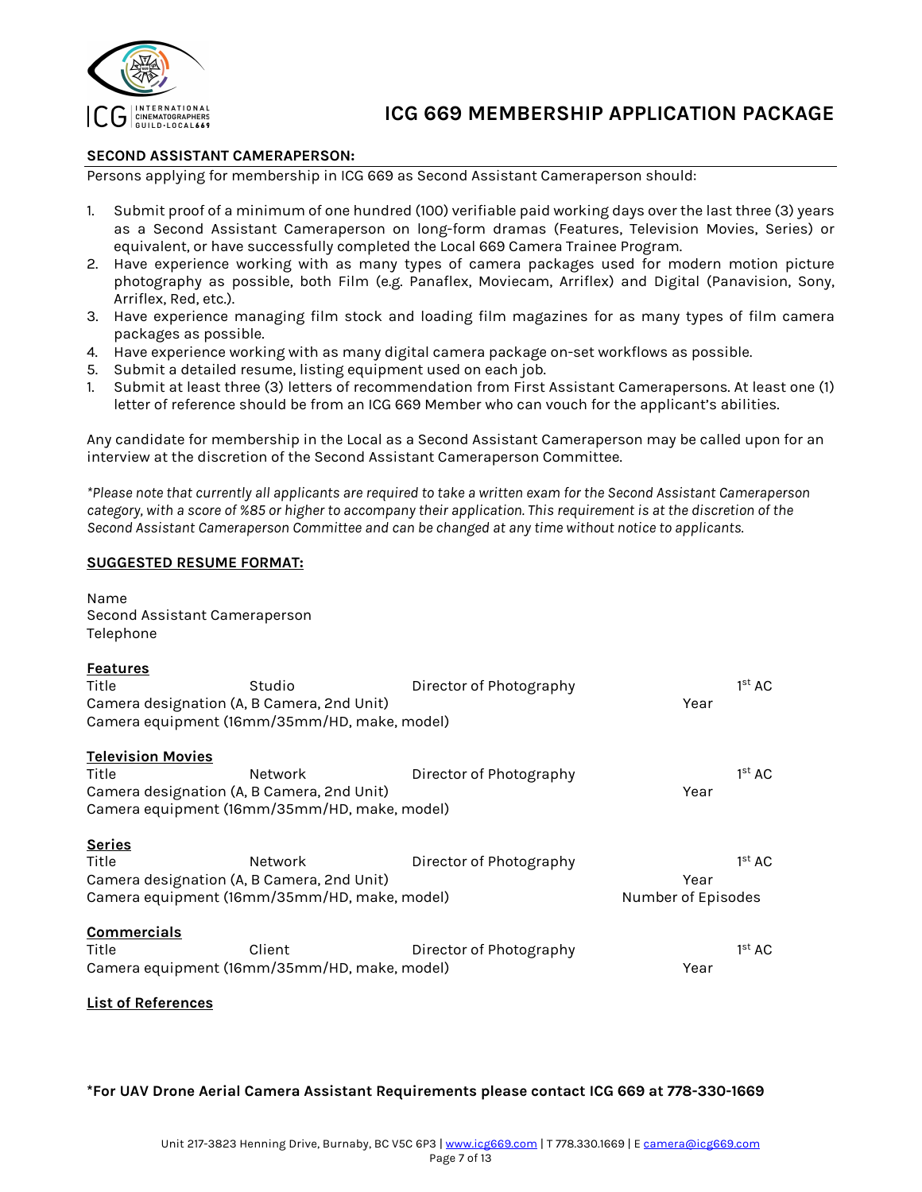## SECOND ASSISTANT CAMERAPERSON:

Persons applying for membership in ICG 669 as Second Assistant Cameraperson should:

1. Submit proof of a minimum of one hundred (100) verifiable paid working days over the last three (3) years as a Second Assistant Cameraperson on long-form dramas (Features, Television Movies, Series) or equivalent, or have successfully completed the Local 669 Camera Trainee Program.
2. Have experience working with as many types of camera packages used for modern motion picture photography as possible, both Film (e.g. Panaflex, Moviecam, Arriflex) and Digital (Panavision, Sony, Arriflex, Red, etc.).
3. Have experience managing film stock and loading film magazines for as many types of film camera packages as possible.
4. Have experience working with as many digital camera package on-set workflows as possible.
5. Submit a detailed resume, listing equipment used on each job.
1. Submit at least three (3) letters of recommendation from First Assistant Camerapersons. At least one (1) letter of reference should be from an ICG 669 Member who can vouch for the applicant's abilities.

Any candidate for membership in the Local as a Second Assistant Cameraperson may be called upon for an interview at the discretion of the Second Assistant Cameraperson Committee.

*\*Please note that currently all applicants are required to take a written exam for the Second Assistant Cameraperson category, with a score of %85 or higher to accompany their application. This requirement is at the discretion of the Second Assistant Cameraperson Committee and can be changed at any time without notice to applicants.*

**SUGGESTED RESUME FORMAT:**

Name
Second Assistant Cameraperson
Telephone

**Features**

Title | Studio | Director of Photography | 1st AC
Camera designation (A, B Camera, 2nd Unit) | Year
Camera equipment (16mm/35mm/HD, make, model)

**Television Movies**

Title | Network | Director of Photography | 1st AC
Camera designation (A, B Camera, 2nd Unit) | Year
Camera equipment (16mm/35mm/HD, make, model)

**Series**

Title | Network | Director of Photography | 1st AC
Camera designation (A, B Camera, 2nd Unit) | Year
Camera equipment (16mm/35mm/HD, make, model) | Number of Episodes

**Commercials**

Title | Client | Director of Photography | 1st AC
Camera equipment (16mm/35mm/HD, make, model) | Year

**List of References**

**\*For UAV Drone Aerial Camera Assistant Requirements please contact ICG 669 at 778-330-1669**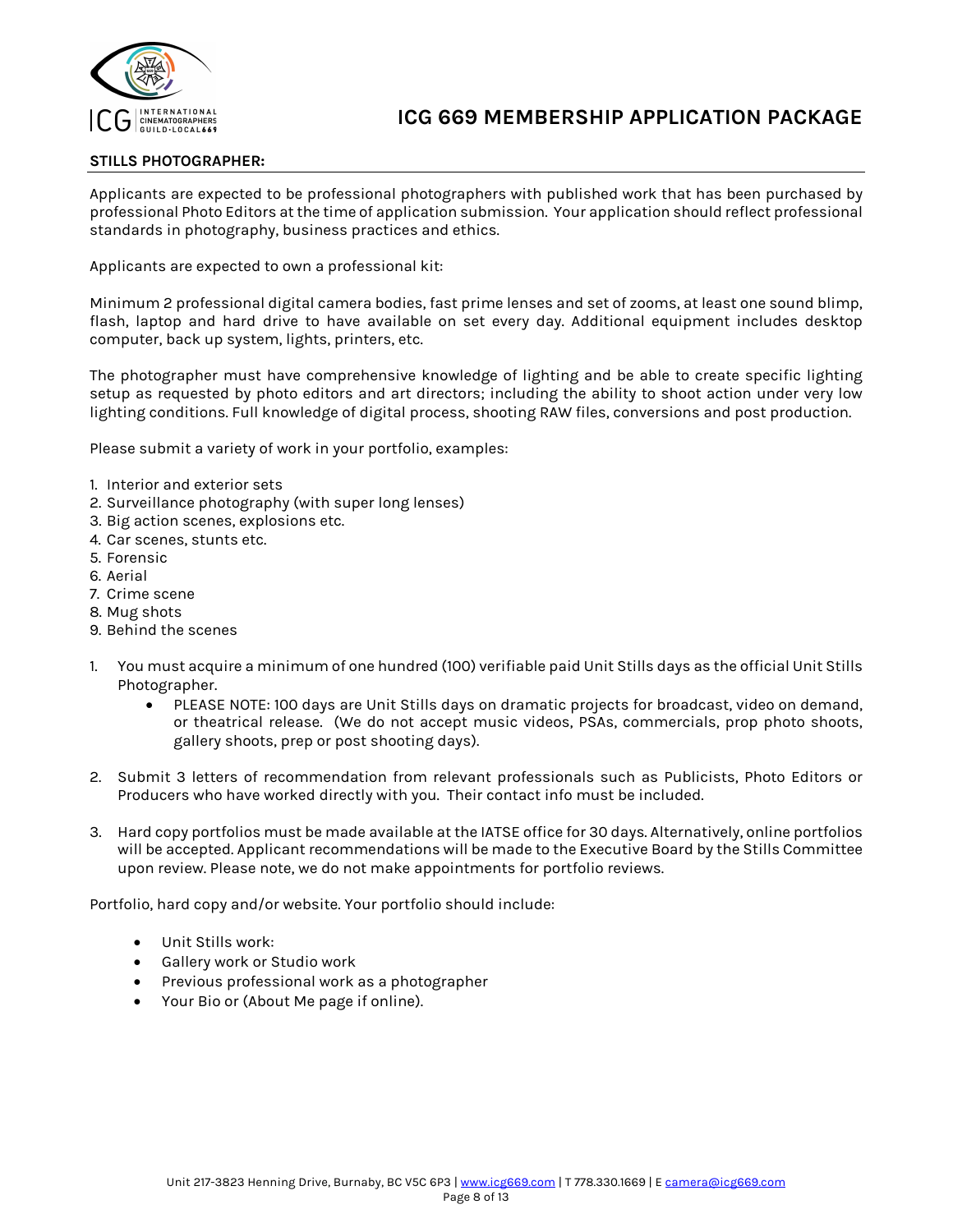## STILLS PHOTOGRAPHER:

Applicants are expected to be professional photographers with published work that has been purchased by professional Photo Editors at the time of application submission. Your application should reflect professional standards in photography, business practices and ethics.

Applicants are expected to own a professional kit:

Minimum 2 professional digital camera bodies, fast prime lenses and set of zooms, at least one sound blimp, flash, laptop and hard drive to have available on set every day. Additional equipment includes desktop computer, back up system, lights, printers, etc.

The photographer must have comprehensive knowledge of lighting and be able to create specific lighting setup as requested by photo editors and art directors; including the ability to shoot action under very low lighting conditions. Full knowledge of digital process, shooting RAW files, conversions and post production.

Please submit a variety of work in your portfolio, examples:

1. Interior and exterior sets
2. Surveillance photography (with super long lenses)
3. Big action scenes, explosions etc.
4. Car scenes, stunts etc.
5. Forensic
6. Aerial
7. Crime scene
8. Mug shots
9. Behind the scenes

1. You must acquire a minimum of one hundred (100) verifiable paid Unit Stills days as the official Unit Stills Photographer.
   - PLEASE NOTE: 100 days are Unit Stills days on dramatic projects for broadcast, video on demand, or theatrical release. (We do not accept music videos, PSAs, commercials, prop photo shoots, gallery shoots, prep or post shooting days).

2. Submit 3 letters of recommendation from relevant professionals such as Publicists, Photo Editors or Producers who have worked directly with you. Their contact info must be included.

3. Hard copy portfolios must be made available at the IATSE office for 30 days. Alternatively, online portfolios will be accepted. Applicant recommendations will be made to the Executive Board by the Stills Committee upon review. Please note, we do not make appointments for portfolio reviews.

Portfolio, hard copy and/or website. Your portfolio should include:

- Unit Stills work:
- Gallery work or Studio work
- Previous professional work as a photographer
- Your Bio or (About Me page if online).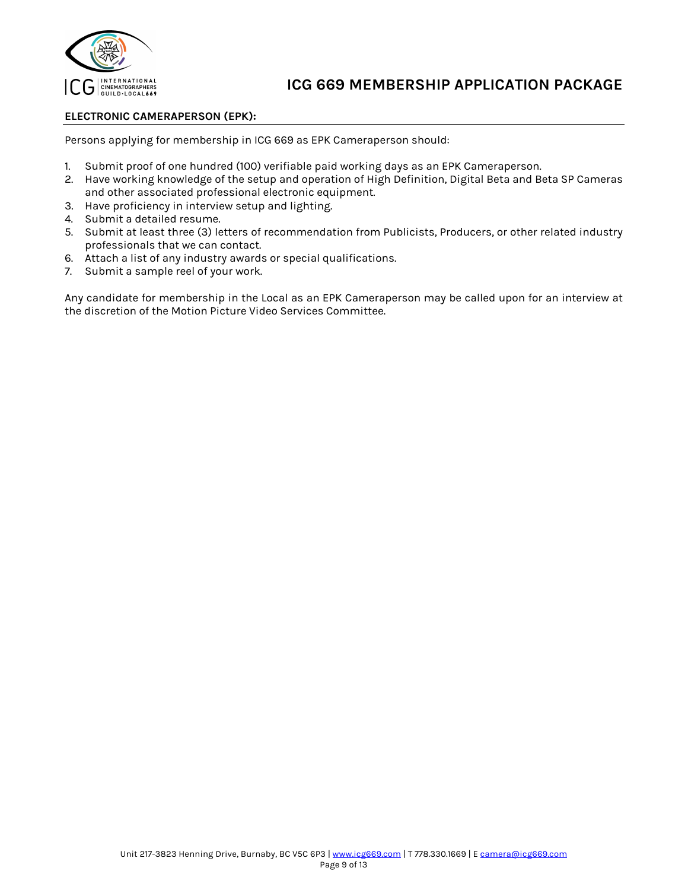## ELECTRONIC CAMERAPERSON (EPK):

Persons applying for membership in ICG 669 as EPK Cameraperson should:

1. Submit proof of one hundred (100) verifiable paid working days as an EPK Cameraperson.
2. Have working knowledge of the setup and operation of High Definition, Digital Beta and Beta SP Cameras and other associated professional electronic equipment.
3. Have proficiency in interview setup and lighting.
4. Submit a detailed resume.
5. Submit at least three (3) letters of recommendation from Publicists, Producers, or other related industry professionals that we can contact.
6. Attach a list of any industry awards or special qualifications.
7. Submit a sample reel of your work.

Any candidate for membership in the Local as an EPK Cameraperson may be called upon for an interview at the discretion of the Motion Picture Video Services Committee.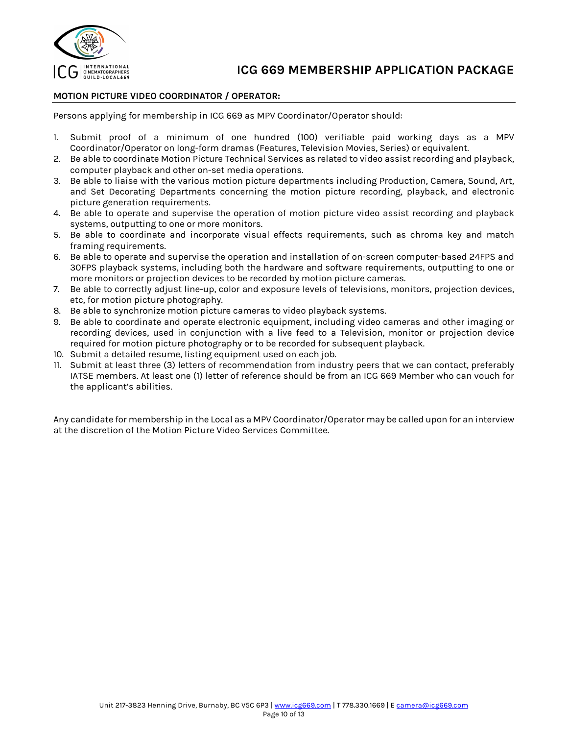## MOTION PICTURE VIDEO COORDINATOR / OPERATOR:

Persons applying for membership in ICG 669 as MPV Coordinator/Operator should:

1. Submit proof of a minimum of one hundred (100) verifiable paid working days as a MPV Coordinator/Operator on long-form dramas (Features, Television Movies, Series) or equivalent.
2. Be able to coordinate Motion Picture Technical Services as related to video assist recording and playback, computer playback and other on-set media operations.
3. Be able to liaise with the various motion picture departments including Production, Camera, Sound, Art, and Set Decorating Departments concerning the motion picture recording, playback, and electronic picture generation requirements.
4. Be able to operate and supervise the operation of motion picture video assist recording and playback systems, outputting to one or more monitors.
5. Be able to coordinate and incorporate visual effects requirements, such as chroma key and match framing requirements.
6. Be able to operate and supervise the operation and installation of on-screen computer-based 24FPS and 30FPS playback systems, including both the hardware and software requirements, outputting to one or more monitors or projection devices to be recorded by motion picture cameras.
7. Be able to correctly adjust line-up, color and exposure levels of televisions, monitors, projection devices, etc, for motion picture photography.
8. Be able to synchronize motion picture cameras to video playback systems.
9. Be able to coordinate and operate electronic equipment, including video cameras and other imaging or recording devices, used in conjunction with a live feed to a Television, monitor or projection device required for motion picture photography or to be recorded for subsequent playback.
10. Submit a detailed resume, listing equipment used on each job.
11. Submit at least three (3) letters of recommendation from industry peers that we can contact, preferably IATSE members. At least one (1) letter of reference should be from an ICG 669 Member who can vouch for the applicant's abilities.

Any candidate for membership in the Local as a MPV Coordinator/Operator may be called upon for an interview at the discretion of the Motion Picture Video Services Committee.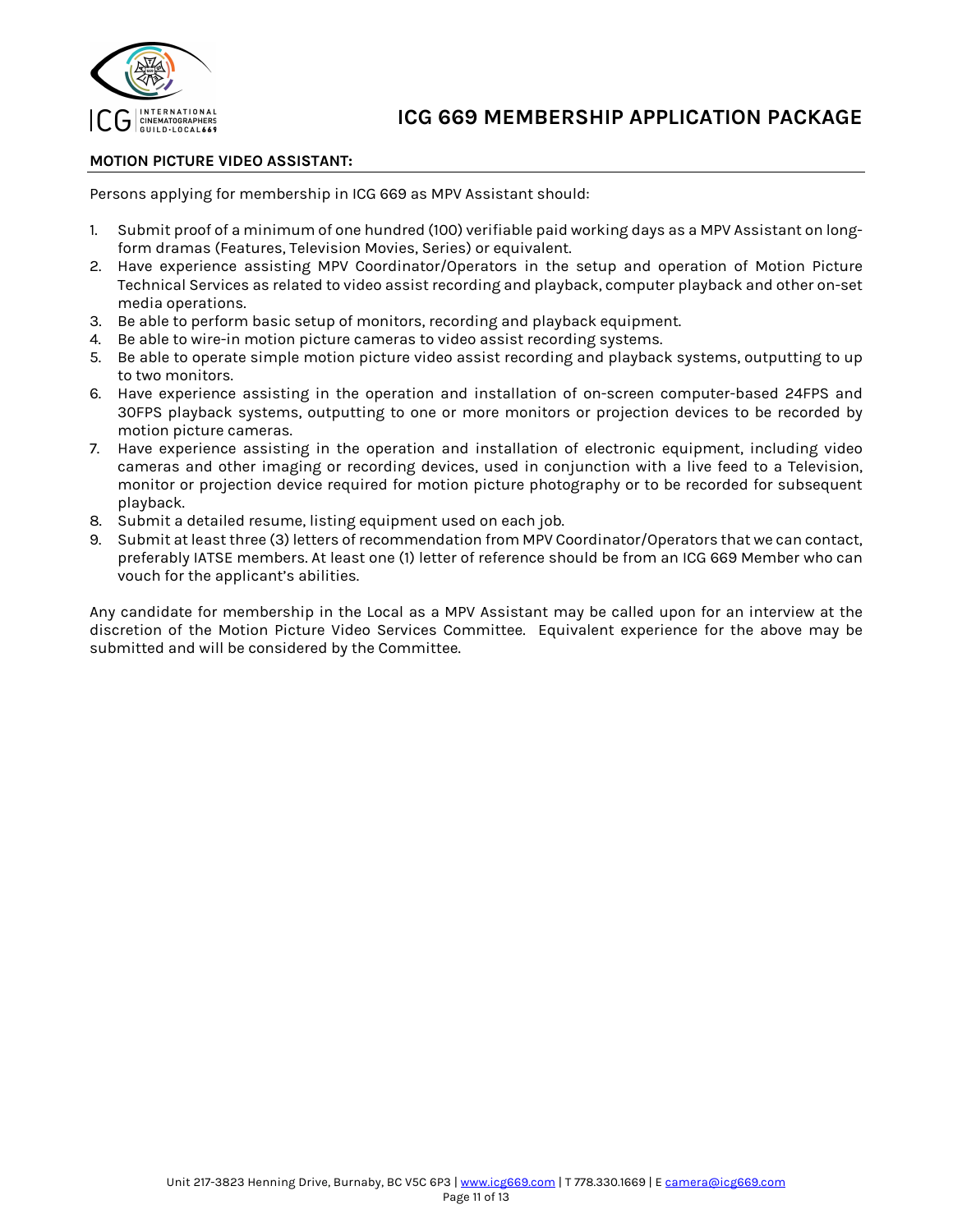### MOTION PICTURE VIDEO ASSISTANT:

Persons applying for membership in ICG 669 as MPV Assistant should:

1. Submit proof of a minimum of one hundred (100) verifiable paid working days as a MPV Assistant on long-form dramas (Features, Television Movies, Series) or equivalent.
2. Have experience assisting MPV Coordinator/Operators in the setup and operation of Motion Picture Technical Services as related to video assist recording and playback, computer playback and other on-set media operations.
3. Be able to perform basic setup of monitors, recording and playback equipment.
4. Be able to wire-in motion picture cameras to video assist recording systems.
5. Be able to operate simple motion picture video assist recording and playback systems, outputting to up to two monitors.
6. Have experience assisting in the operation and installation of on-screen computer-based 24FPS and 30FPS playback systems, outputting to one or more monitors or projection devices to be recorded by motion picture cameras.
7. Have experience assisting in the operation and installation of electronic equipment, including video cameras and other imaging or recording devices, used in conjunction with a live feed to a Television, monitor or projection device required for motion picture photography or to be recorded for subsequent playback.
8. Submit a detailed resume, listing equipment used on each job.
9. Submit at least three (3) letters of recommendation from MPV Coordinator/Operators that we can contact, preferably IATSE members. At least one (1) letter of reference should be from an ICG 669 Member who can vouch for the applicant's abilities.

Any candidate for membership in the Local as a MPV Assistant may be called upon for an interview at the discretion of the Motion Picture Video Services Committee. Equivalent experience for the above may be submitted and will be considered by the Committee.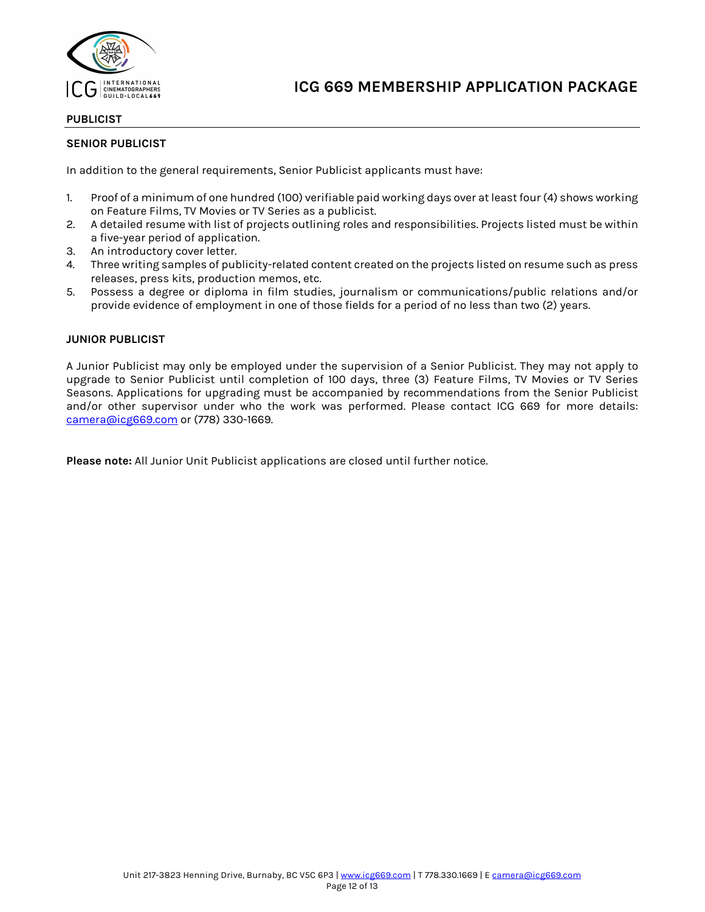## PUBLICIST

### SENIOR PUBLICIST

In addition to the general requirements, Senior Publicist applicants must have:

1. Proof of a minimum of one hundred (100) verifiable paid working days over at least four (4) shows working on Feature Films, TV Movies or TV Series as a publicist.
2. A detailed resume with list of projects outlining roles and responsibilities. Projects listed must be within a five-year period of application.
3. An introductory cover letter.
4. Three writing samples of publicity-related content created on the projects listed on resume such as press releases, press kits, production memos, etc.
5. Possess a degree or diploma in film studies, journalism or communications/public relations and/or provide evidence of employment in one of those fields for a period of no less than two (2) years.

### JUNIOR PUBLICIST

A Junior Publicist may only be employed under the supervision of a Senior Publicist. They may not apply to upgrade to Senior Publicist until completion of 100 days, three (3) Feature Films, TV Movies or TV Series Seasons. Applications for upgrading must be accompanied by recommendations from the Senior Publicist and/or other supervisor under who the work was performed. Please contact ICG 669 for more details: camera@icg669.com or (778) 330-1669.

**Please note:** All Junior Unit Publicist applications are closed until further notice.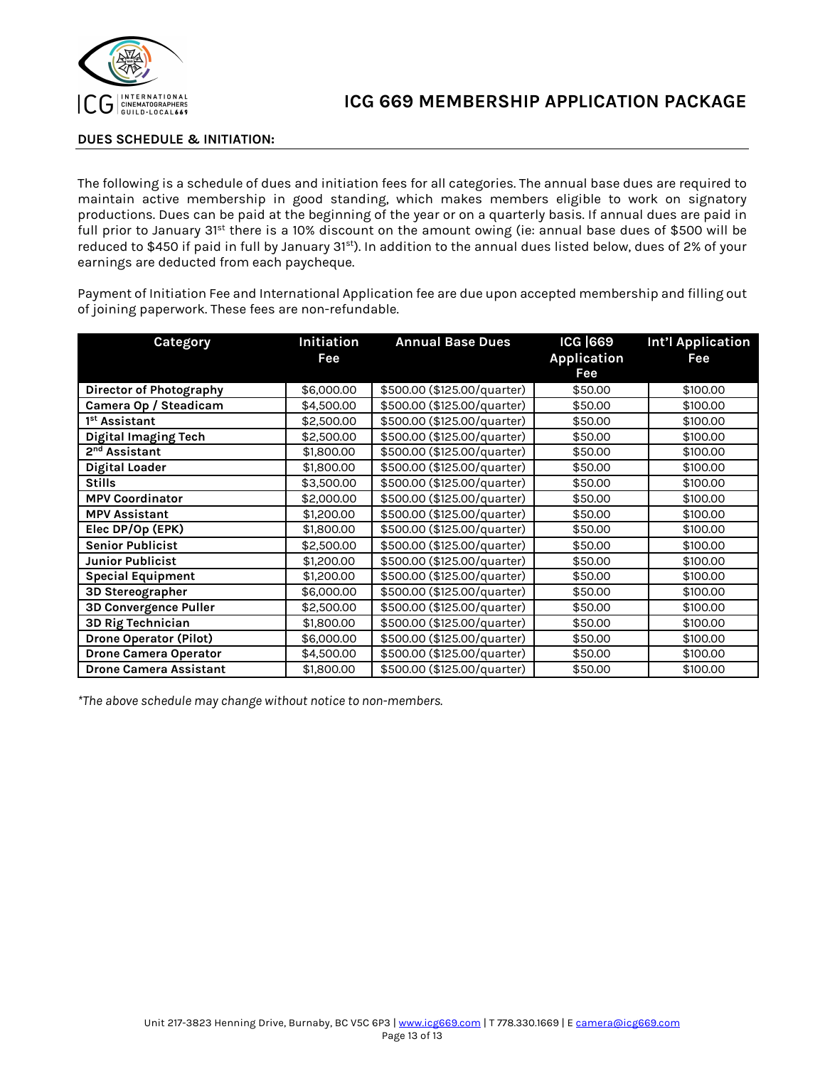# ICG 669 MEMBERSHIP APPLICATION PACKAGE

## DUES SCHEDULE & INITIATION:

The following is a schedule of dues and initiation fees for all categories. The annual base dues are required to maintain active membership in good standing, which makes members eligible to work on signatory productions. Dues can be paid at the beginning of the year or on a quarterly basis. If annual dues are paid in full prior to January 31st there is a 10% discount on the amount owing (ie: annual base dues of $500 will be reduced to $450 if paid in full by January 31st). In addition to the annual dues listed below, dues of 2% of your earnings are deducted from each paycheque.

Payment of Initiation Fee and International Application fee are due upon accepted membership and filling out of joining paperwork. These fees are non-refundable.

| Category | Initiation Fee | Annual Base Dues | ICG \|669 Application Fee | Int'l Application Fee |
|---|---|---|---|---|
| **Director of Photography** | $6,000.00 | $500.00 ($125.00/quarter) | $50.00 | $100.00 |
| **Camera Op / Steadicam** | $4,500.00 | $500.00 ($125.00/quarter) | $50.00 | $100.00 |
| **1st Assistant** | $2,500.00 | $500.00 ($125.00/quarter) | $50.00 | $100.00 |
| **Digital Imaging Tech** | $2,500.00 | $500.00 ($125.00/quarter) | $50.00 | $100.00 |
| **2nd Assistant** | $1,800.00 | $500.00 ($125.00/quarter) | $50.00 | $100.00 |
| **Digital Loader** | $1,800.00 | $500.00 ($125.00/quarter) | $50.00 | $100.00 |
| **Stills** | $3,500.00 | $500.00 ($125.00/quarter) | $50.00 | $100.00 |
| **MPV Coordinator** | $2,000.00 | $500.00 ($125.00/quarter) | $50.00 | $100.00 |
| **MPV Assistant** | $1,200.00 | $500.00 ($125.00/quarter) | $50.00 | $100.00 |
| **Elec DP/Op (EPK)** | $1,800.00 | $500.00 ($125.00/quarter) | $50.00 | $100.00 |
| **Senior Publicist** | $2,500.00 | $500.00 ($125.00/quarter) | $50.00 | $100.00 |
| **Junior Publicist** | $1,200.00 | $500.00 ($125.00/quarter) | $50.00 | $100.00 |
| **Special Equipment** | $1,200.00 | $500.00 ($125.00/quarter) | $50.00 | $100.00 |
| **3D Stereographer** | $6,000.00 | $500.00 ($125.00/quarter) | $50.00 | $100.00 |
| **3D Convergence Puller** | $2,500.00 | $500.00 ($125.00/quarter) | $50.00 | $100.00 |
| **3D Rig Technician** | $1,800.00 | $500.00 ($125.00/quarter) | $50.00 | $100.00 |
| **Drone Operator (Pilot)** | $6,000.00 | $500.00 ($125.00/quarter) | $50.00 | $100.00 |
| **Drone Camera Operator** | $4,500.00 | $500.00 ($125.00/quarter) | $50.00 | $100.00 |
| **Drone Camera Assistant** | $1,800.00 | $500.00 ($125.00/quarter) | $50.00 | $100.00 |

*\*The above schedule may change without notice to non-members.*

Unit 217-3823 Henning Drive, Burnaby, BC V5C 6P3 | www.icg669.com | T 778.330.1669 | E camera@icg669.com